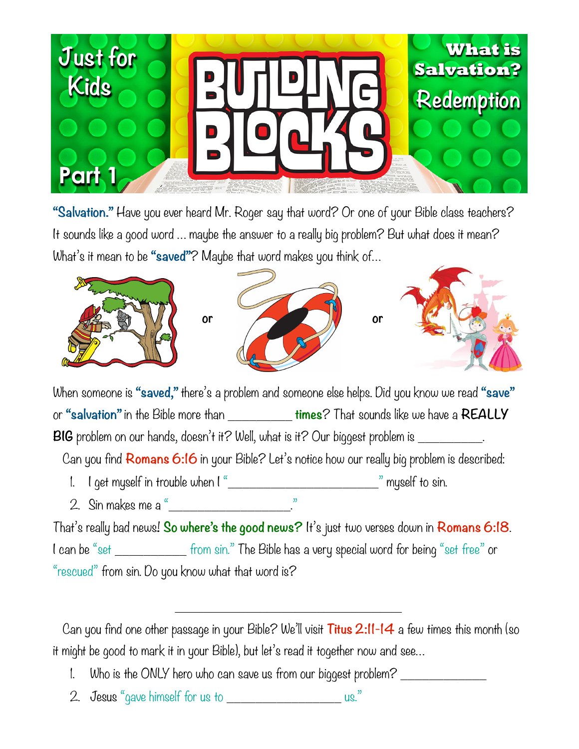# Just for Kids — BUILDING BLOCKS — Part 1

## What is Salvation? Redemption

**"Salvation."** Have you ever heard Mr. Roger say that word? Or one of your Bible class teachers? It sounds like a good word ... maybe the answer to a really big problem? But what does it mean? What's it mean to be **"saved"**? Maybe that word makes you think of...

or

or

When someone is **"saved,"** there's a problem and someone else helps. Did you know we read **"save"** or **"salvation"** in the Bible more than __________ **times**? That sounds like we have a **REALLY BIG** problem on our hands, doesn't it? Well, what is it? Our biggest problem is __________.

Can you find **Romans 6:16** in your Bible? Let's notice how our really big problem is described:

1. I get myself in trouble when I "_______________________" myself to sin.
2. Sin makes me a "___________________."

That's really bad news! **So where's the good news?** It's just two verses down in **Romans 6:18**. I can be "set ___________ from sin." The Bible has a very special word for being "set free" or "rescued" from sin. Do you know what that word is?

___________________________________

Can you find one other passage in your Bible? We'll visit **Titus 2:11-14** a few times this month (so it might be good to mark it in your Bible), but let's read it together now and see...

1. Who is the ONLY hero who can save us from our biggest problem? _____________
2. Jesus "gave himself for us to _________________ us."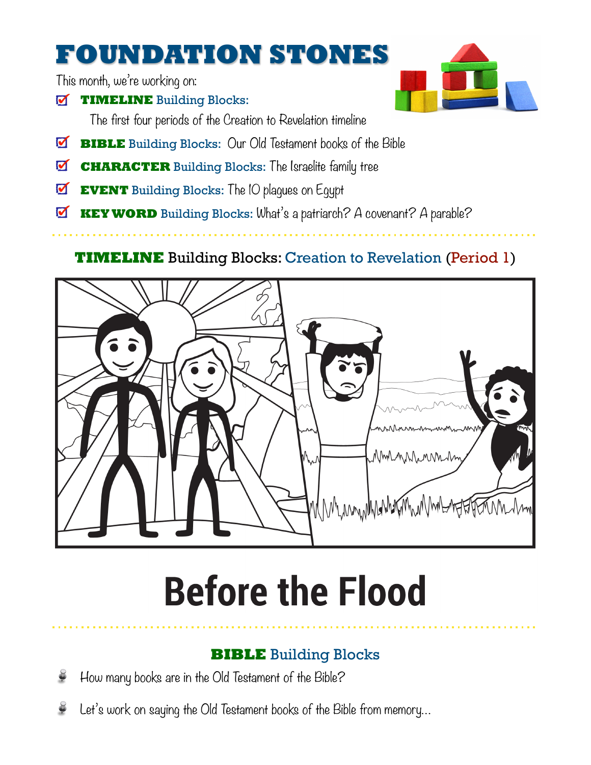# FOUNDATION STONES

This month, we're working on:

- ☑ **TIMELINE** Building Blocks:
  The first four periods of the Creation to Revelation timeline
- ☑ **BIBLE** Building Blocks: Our Old Testament books of the Bible
- ☑ **CHARACTER** Building Blocks: The Israelite family tree
- ☑ **EVENT** Building Blocks: The 10 plagues on Egypt
- ☑ **KEY WORD** Building Blocks: What's a patriarch? A covenant? A parable?

## TIMELINE Building Blocks: Creation to Revelation (Period 1)

# Before the Flood

## BIBLE Building Blocks

- How many books are in the Old Testament of the Bible?
- Let's work on saying the Old Testament books of the Bible from memory...